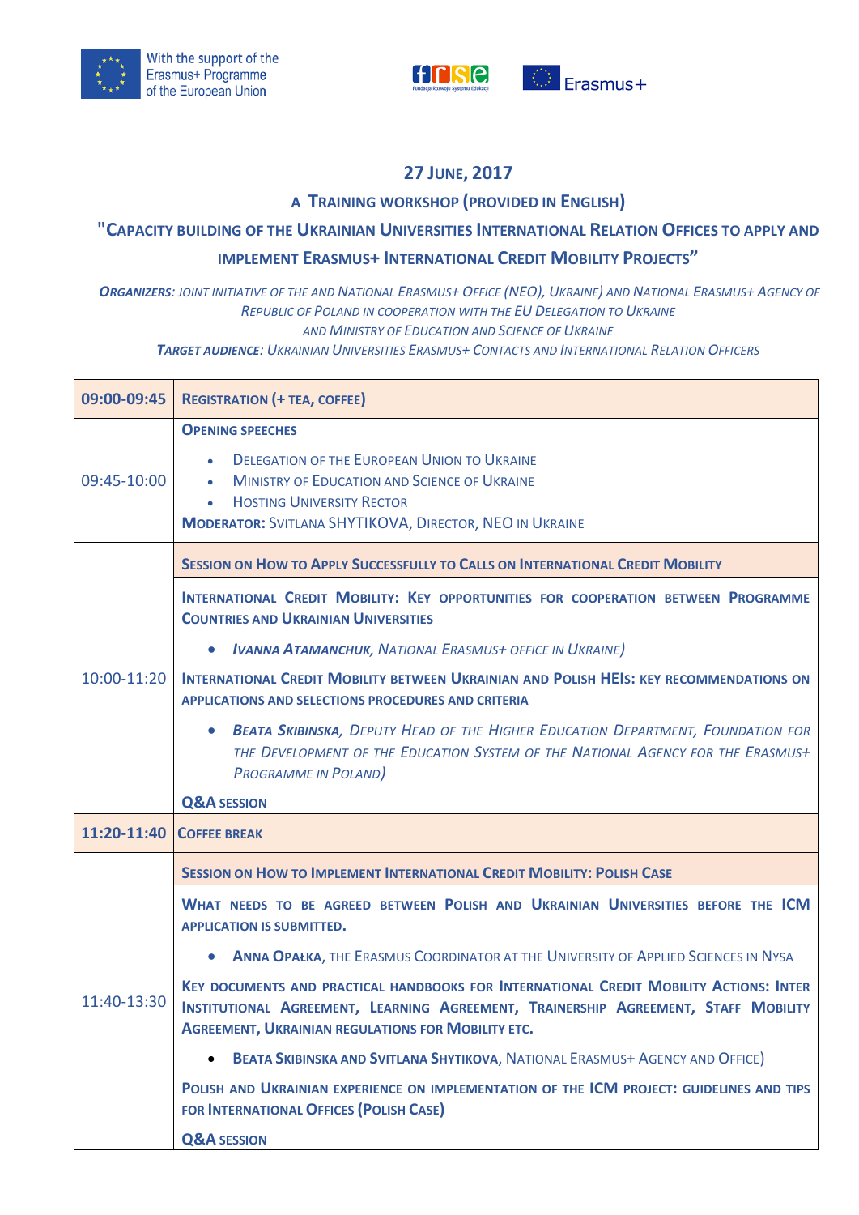With the support of the Erasmus+ Programme of the European Union

Erasmus+

# 27 June, 2017

## A Training workshop (provided in English)

## "Capacity building of the Ukrainian Universities International Relation Offices to apply and implement Erasmus+ International Credit Mobility Projects"

***Organizers**: joint initiative of the and National Erasmus+ Office (NEO), Ukraine) and National Erasmus+ Agency of Republic of Poland in cooperation with the EU Delegation to Ukraine and Ministry of Education and Science of Ukraine*

***Target audience**: Ukrainian Universities Erasmus+ Contacts and International Relation Officers*

| Time | Programme |
|---|---|
| **09:00-09:45** | **Registration (+ tea, coffee)** |
| 09:45-10:00 | **Opening speeches**<br>• Delegation of the European Union to Ukraine<br>• Ministry of Education and Science of Ukraine<br>• Hosting University Rector<br>**Moderator:** Svitlana SHYTIKOVA, Director, NEO in Ukraine |
| 10:00-11:20 | **Session on How to Apply Successfully to Calls on International Credit Mobility**<br><br>**International Credit Mobility: Key opportunities for cooperation between Programme Countries and Ukrainian Universities**<br>• ***Ivanna Atamanchuk**, National Erasmus+ Office in Ukraine)*<br><br>**International Credit Mobility between Ukrainian and Polish HEIs: key recommendations on applications and selections procedures and criteria**<br>• ***Beata Skibinska**, Deputy Head of the Higher Education Department, Foundation for the Development of the Education System of the National Agency for the Erasmus+ Programme in Poland)*<br><br>**Q&A session** |
| **11:20-11:40** | **Coffee break** |
| 11:40-13:30 | **Session on How to Implement International Credit Mobility: Polish Case**<br><br>**What needs to be agreed between Polish and Ukrainian Universities before the ICM application is submitted.**<br>• **Anna Opałka**, the Erasmus Coordinator at the University of Applied Sciences in Nysa<br><br>**Key documents and practical handbooks for International Credit Mobility Actions: Inter Institutional Agreement, Learning Agreement, Trainership Agreement, Staff Mobility Agreement, Ukrainian regulations for Mobility etc.**<br>• **Beata Skibinska and Svitlana Shytikova**, National Erasmus+ Agency and Office)<br><br>**Polish and Ukrainian experience on implementation of the ICM project: guidelines and tips for International Offices (Polish case)**<br><br>**Q&A session** |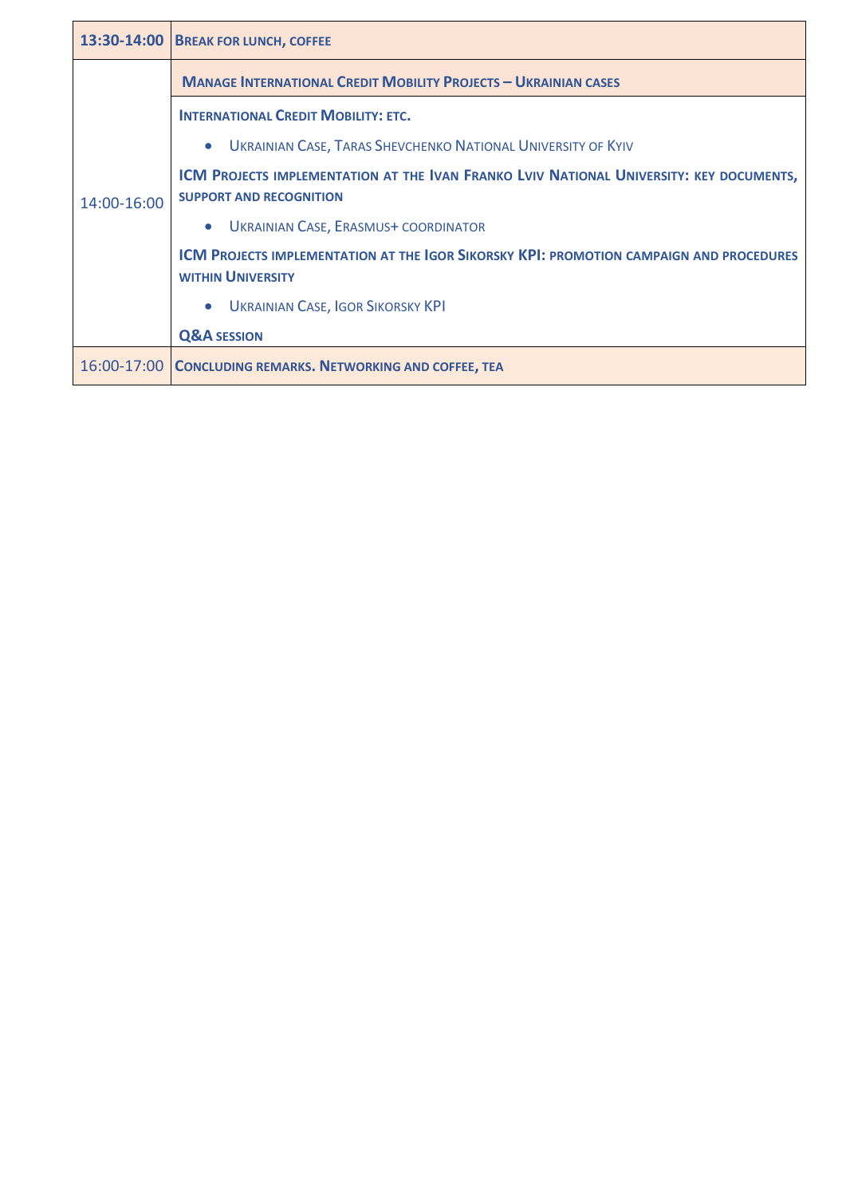| | |
|---|---|
| **13:30-14:00** | **Break for lunch, coffee** |
| 14:00-16:00 | **Manage International Credit Mobility Projects – Ukrainian cases**<br><br>**International Credit Mobility: etc.**<br>• Ukrainian Case, Taras Shevchenko National University of Kyiv<br><br>**ICM Projects implementation at the Ivan Franko Lviv National University: key documents, support and recognition**<br>• Ukrainian Case, Erasmus+ coordinator<br><br>**ICM Projects implementation at the Igor Sikorsky KPI: promotion campaign and procedures within University**<br>• Ukrainian Case, Igor Sikorsky KPI<br><br>**Q&A session** |
| 16:00-17:00 | **Concluding remarks. Networking and coffee, tea** |